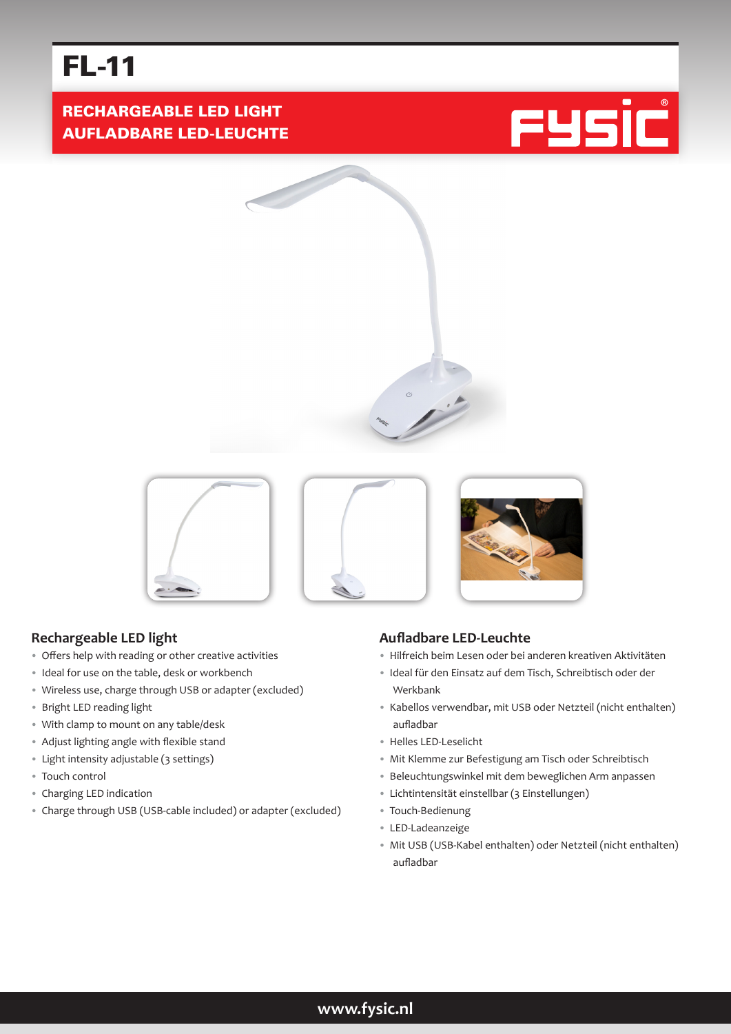# FL-11

**RECHARGEABLE LED LIGHT**
**AUFLADBARE LED-LEUCHTE**

## Rechargeable LED light

- Offers help with reading or other creative activities
- Ideal for use on the table, desk or workbench
- Wireless use, charge through USB or adapter (excluded)
- Bright LED reading light
- With clamp to mount on any table/desk
- Adjust lighting angle with flexible stand
- Light intensity adjustable (3 settings)
- Touch control
- Charging LED indication
- Charge through USB (USB-cable included) or adapter (excluded)

## Aufladbare LED-Leuchte

- Hilfreich beim Lesen oder bei anderen kreativen Aktivitäten
- Ideal für den Einsatz auf dem Tisch, Schreibtisch oder der Werkbank
- Kabellos verwendbar, mit USB oder Netzteil (nicht enthalten) aufladbar
- Helles LED-Leselicht
- Mit Klemme zur Befestigung am Tisch oder Schreibtisch
- Beleuchtungswinkel mit dem beweglichen Arm anpassen
- Lichtintensität einstellbar (3 Einstellungen)
- Touch-Bedienung
- LED-Ladeanzeige
- Mit USB (USB-Kabel enthalten) oder Netzteil (nicht enthalten) aufladbar

www.fysic.nl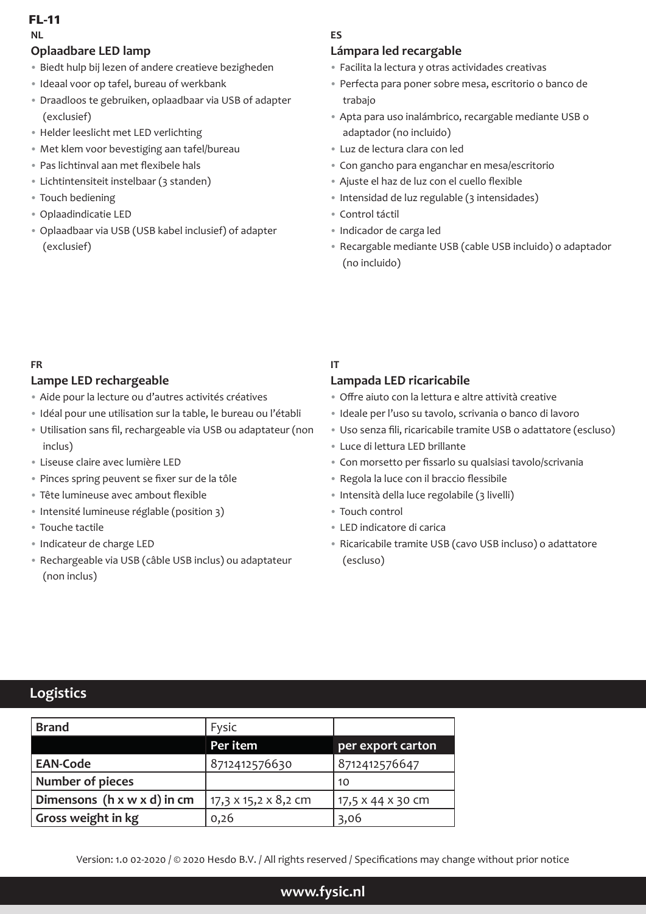**FL-11**

NL

### Oplaadbare LED lamp

- Biedt hulp bij lezen of andere creatieve bezigheden
- Ideaal voor op tafel, bureau of werkbank
- Draadloos te gebruiken, oplaadbaar via USB of adapter (exclusief)
- Helder leeslicht met LED verlichting
- Met klem voor bevestiging aan tafel/bureau
- Pas lichtinval aan met flexibele hals
- Lichtintensiteit instelbaar (3 standen)
- Touch bediening
- Oplaadindicatie LED
- Oplaadbaar via USB (USB kabel inclusief) of adapter (exclusief)

ES

### Lámpara led recargable

- Facilita la lectura y otras actividades creativas
- Perfecta para poner sobre mesa, escritorio o banco de trabajo
- Apta para uso inalámbrico, recargable mediante USB o adaptador (no incluido)
- Luz de lectura clara con led
- Con gancho para enganchar en mesa/escritorio
- Ajuste el haz de luz con el cuello flexible
- Intensidad de luz regulable (3 intensidades)
- Control táctil
- Indicador de carga led
- Recargable mediante USB (cable USB incluido) o adaptador (no incluido)

FR

### Lampe LED rechargeable

- Aide pour la lecture ou d'autres activités créatives
- Idéal pour une utilisation sur la table, le bureau ou l'établi
- Utilisation sans fil, rechargeable via USB ou adaptateur (non inclus)
- Liseuse claire avec lumière LED
- Pinces spring peuvent se fixer sur de la tôle
- Tête lumineuse avec ambout flexible
- Intensité lumineuse réglable (position 3)
- Touche tactile
- Indicateur de charge LED
- Rechargeable via USB (câble USB inclus) ou adaptateur (non inclus)

IT

### Lampada LED ricaricabile

- Offre aiuto con la lettura e altre attività creative
- Ideale per l'uso su tavolo, scrivania o banco di lavoro
- Uso senza fili, ricaricabile tramite USB o adattatore (escluso)
- Luce di lettura LED brillante
- Con morsetto per fissarlo su qualsiasi tavolo/scrivania
- Regola la luce con il braccio flessibile
- Intensità della luce regolabile (3 livelli)
- Touch control
- LED indicatore di carica
- Ricaricabile tramite USB (cavo USB incluso) o adattatore (escluso)

## Logistics

| Brand | Fysic | |
|---|---|---|
| | **Per item** | **per export carton** |
| **EAN-Code** | 8712412576630 | 8712412576647 |
| **Number of pieces** | | 10 |
| **Dimensons (h x w x d) in cm** | 17,3 x 15,2 x 8,2 cm | 17,5 x 44 x 30 cm |
| **Gross weight in kg** | 0,26 | 3,06 |

Version: 1.0 02-2020 / © 2020 Hesdo B.V. / All rights reserved / Specifications may change without prior notice

**www.fysic.nl**